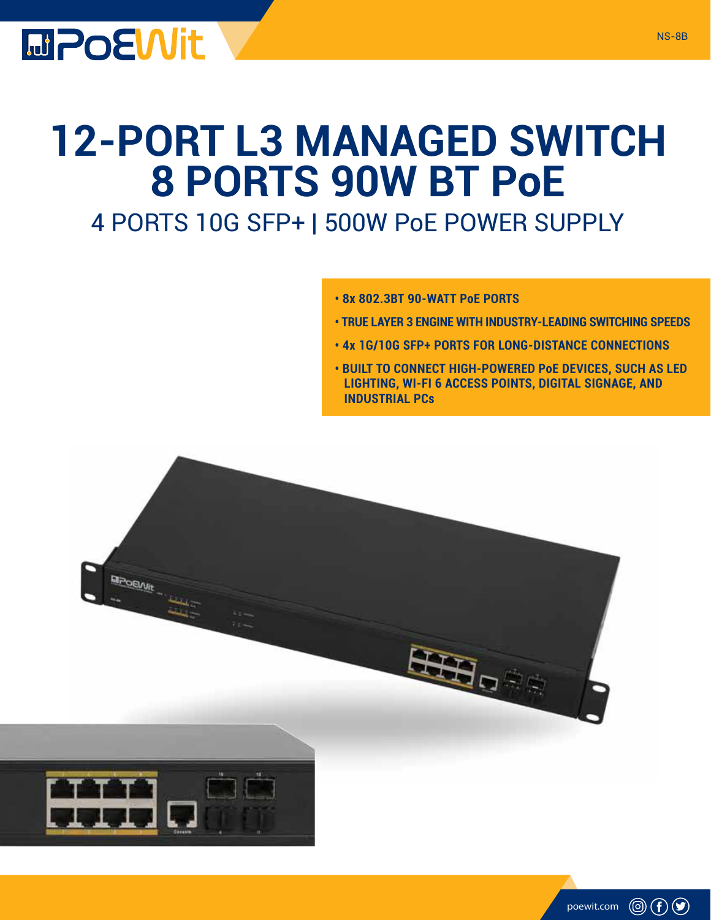NS-8B

# 12-PORT L3 MANAGED SWITCH 8 PORTS 90W BT PoE

## 4 PORTS 10G SFP+ | 500W PoE POWER SUPPLY

- **8x 802.3BT 90-WATT PoE PORTS**
- **TRUE LAYER 3 ENGINE WITH INDUSTRY-LEADING SWITCHING SPEEDS**
- **4x 1G/10G SFP+ PORTS FOR LONG-DISTANCE CONNECTIONS**
- **BUILT TO CONNECT HIGH-POWERED PoE DEVICES, SUCH AS LED LIGHTING, WI-FI 6 ACCESS POINTS, DIGITAL SIGNAGE, AND INDUSTRIAL PCs**

poewit.com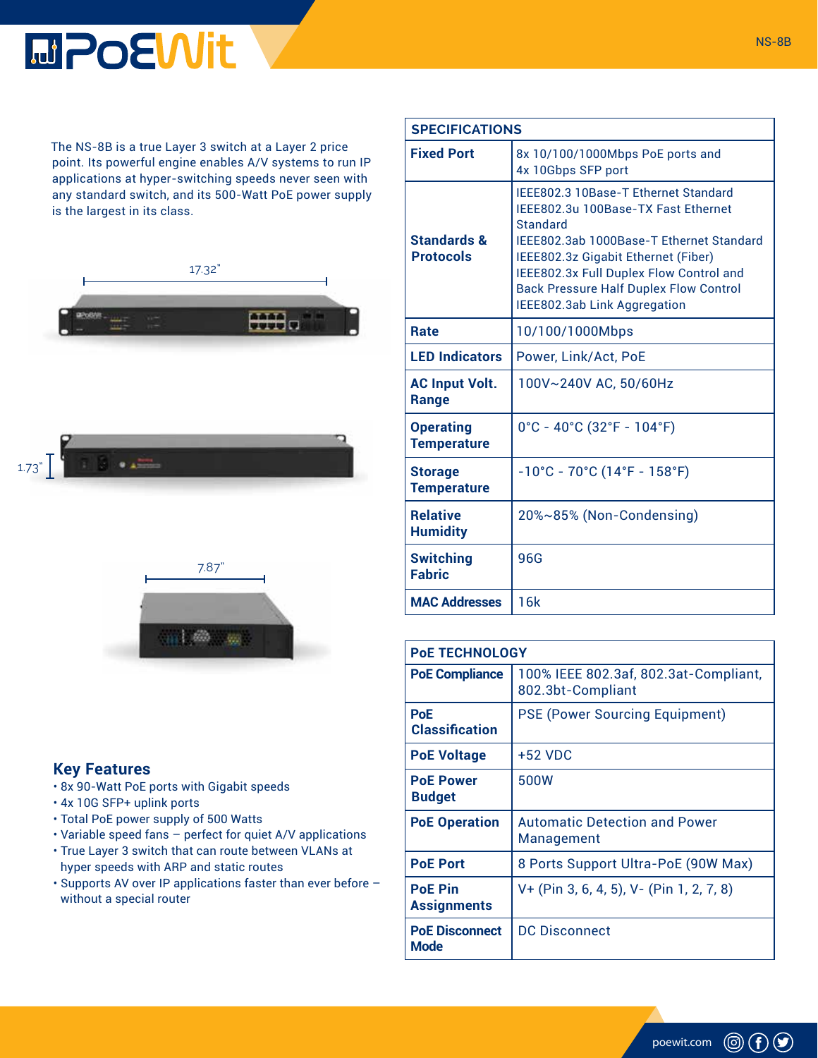The NS-8B is a true Layer 3 switch at a Layer 2 price point. Its powerful engine enables A/V systems to run IP applications at hyper-switching speeds never seen with any standard switch, and its 500-Watt PoE power supply is the largest in its class.

17.32"

1.73"

7.87"

## Key Features

- 8x 90-Watt PoE ports with Gigabit speeds
- 4x 10G SFP+ uplink ports
- Total PoE power supply of 500 Watts
- Variable speed fans – perfect for quiet A/V applications
- True Layer 3 switch that can route between VLANs at hyper speeds with ARP and static routes
- Supports AV over IP applications faster than ever before – without a special router

| SPECIFICATIONS | |
|---|---|
| **Fixed Port** | 8x 10/100/1000Mbps PoE ports and 4x 10Gbps SFP port |
| **Standards & Protocols** | IEEE802.3 10Base-T Ethernet Standard<br>IEEE802.3u 100Base-TX Fast Ethernet Standard<br>IEEE802.3ab 1000Base-T Ethernet Standard<br>IEEE802.3z Gigabit Ethernet (Fiber)<br>IEEE802.3x Full Duplex Flow Control and Back Pressure Half Duplex Flow Control<br>IEEE802.3ab Link Aggregation |
| **Rate** | 10/100/1000Mbps |
| **LED Indicators** | Power, Link/Act, PoE |
| **AC Input Volt. Range** | 100V~240V AC, 50/60Hz |
| **Operating Temperature** | 0°C - 40°C (32°F - 104°F) |
| **Storage Temperature** | -10°C - 70°C (14°F - 158°F) |
| **Relative Humidity** | 20%~85% (Non-Condensing) |
| **Switching Fabric** | 96G |
| **MAC Addresses** | 16k |

| PoE TECHNOLOGY | |
|---|---|
| **PoE Compliance** | 100% IEEE 802.3af, 802.3at-Compliant, 802.3bt-Compliant |
| **PoE Classification** | PSE (Power Sourcing Equipment) |
| **PoE Voltage** | +52 VDC |
| **PoE Power Budget** | 500W |
| **PoE Operation** | Automatic Detection and Power Management |
| **PoE Port** | 8 Ports Support Ultra-PoE (90W Max) |
| **PoE Pin Assignments** | V+ (Pin 3, 6, 4, 5), V- (Pin 1, 2, 7, 8) |
| **PoE Disconnect Mode** | DC Disconnect |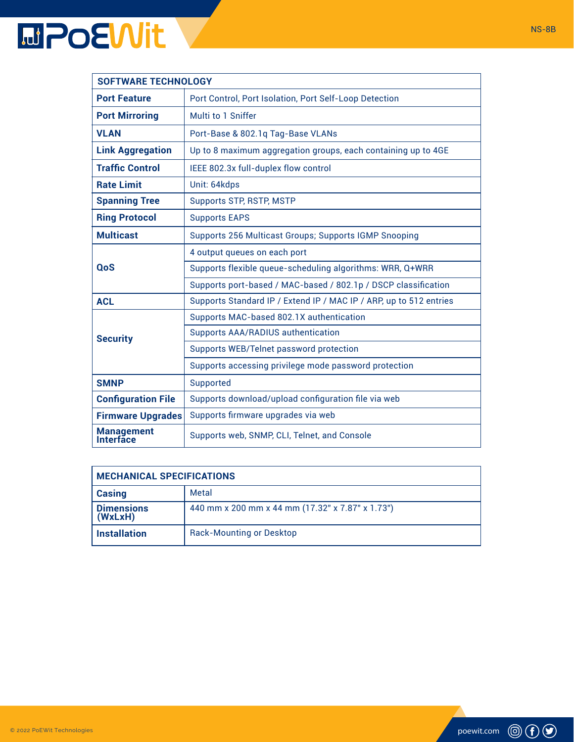| SOFTWARE TECHNOLOGY | |
|---|---|
| **Port Feature** | Port Control, Port Isolation, Port Self-Loop Detection |
| **Port Mirroring** | Multi to 1 Sniffer |
| **VLAN** | Port-Base & 802.1q Tag-Base VLANs |
| **Link Aggregation** | Up to 8 maximum aggregation groups, each containing up to 4GE |
| **Traffic Control** | IEEE 802.3x full-duplex flow control |
| **Rate Limit** | Unit: 64kdps |
| **Spanning Tree** | Supports STP, RSTP, MSTP |
| **Ring Protocol** | Supports EAPS |
| **Multicast** | Supports 256 Multicast Groups; Supports IGMP Snooping |
| **QoS** | 4 output queues on each port |
| | Supports flexible queue-scheduling algorithms: WRR, Q+WRR |
| | Supports port-based / MAC-based / 802.1p / DSCP classification |
| **ACL** | Supports Standard IP / Extend IP / MAC IP / ARP, up to 512 entries |
| **Security** | Supports MAC-based 802.1X authentication |
| | Supports AAA/RADIUS authentication |
| | Supports WEB/Telnet password protection |
| | Supports accessing privilege mode password protection |
| **SMNP** | Supported |
| **Configuration File** | Supports download/upload configuration file via web |
| **Firmware Upgrades** | Supports firmware upgrades via web |
| **Management Interface** | Supports web, SNMP, CLI, Telnet, and Console |

| MECHANICAL SPECIFICATIONS | |
|---|---|
| **Casing** | Metal |
| **Dimensions (WxLxH)** | 440 mm x 200 mm x 44 mm (17.32" x 7.87" x 1.73") |
| **Installation** | Rack-Mounting or Desktop |